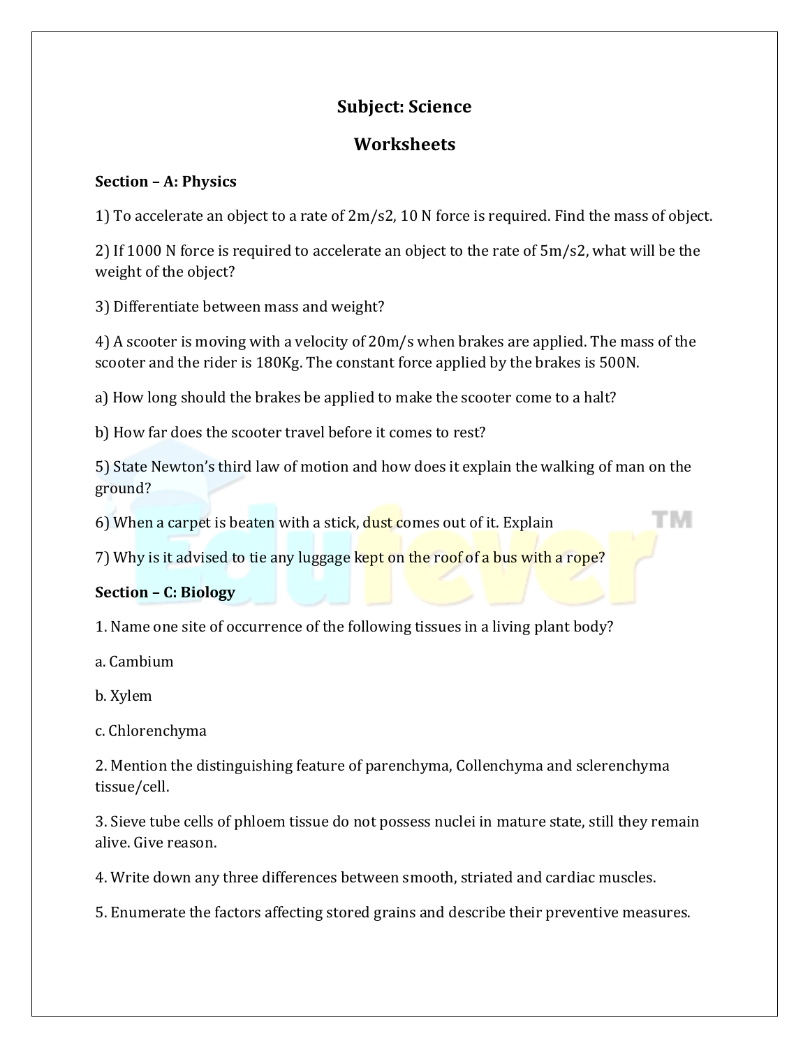# Subject: Science

## Worksheets

### Section – A: Physics

1) To accelerate an object to a rate of 2m/s2, 10 N force is required. Find the mass of object.

2) If 1000 N force is required to accelerate an object to the rate of 5m/s2, what will be the weight of the object?

3) Differentiate between mass and weight?

4) A scooter is moving with a velocity of 20m/s when brakes are applied. The mass of the scooter and the rider is 180Kg. The constant force applied by the brakes is 500N.

a) How long should the brakes be applied to make the scooter come to a halt?

b) How far does the scooter travel before it comes to rest?

5) State Newton's third law of motion and how does it explain the walking of man on the ground?

6) When a carpet is beaten with a stick, dust comes out of it. Explain

7) Why is it advised to tie any luggage kept on the roof of a bus with a rope?

### Section – C: Biology

1. Name one site of occurrence of the following tissues in a living plant body?

a. Cambium

b. Xylem

c. Chlorenchyma

2. Mention the distinguishing feature of parenchyma, Collenchyma and sclerenchyma tissue/cell.

3. Sieve tube cells of phloem tissue do not possess nuclei in mature state, still they remain alive. Give reason.

4. Write down any three differences between smooth, striated and cardiac muscles.

5. Enumerate the factors affecting stored grains and describe their preventive measures.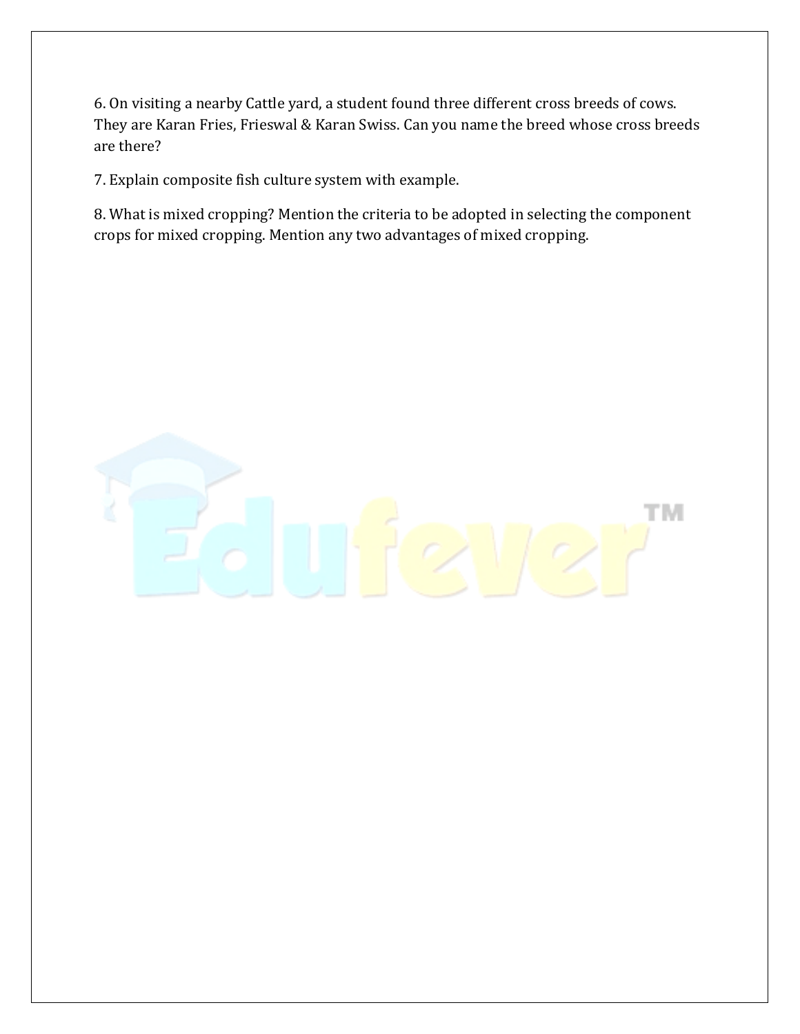6. On visiting a nearby Cattle yard, a student found three different cross breeds of cows. They are Karan Fries, Frieswal & Karan Swiss. Can you name the breed whose cross breeds are there?

7. Explain composite fish culture system with example.

8. What is mixed cropping? Mention the criteria to be adopted in selecting the component crops for mixed cropping. Mention any two advantages of mixed cropping.